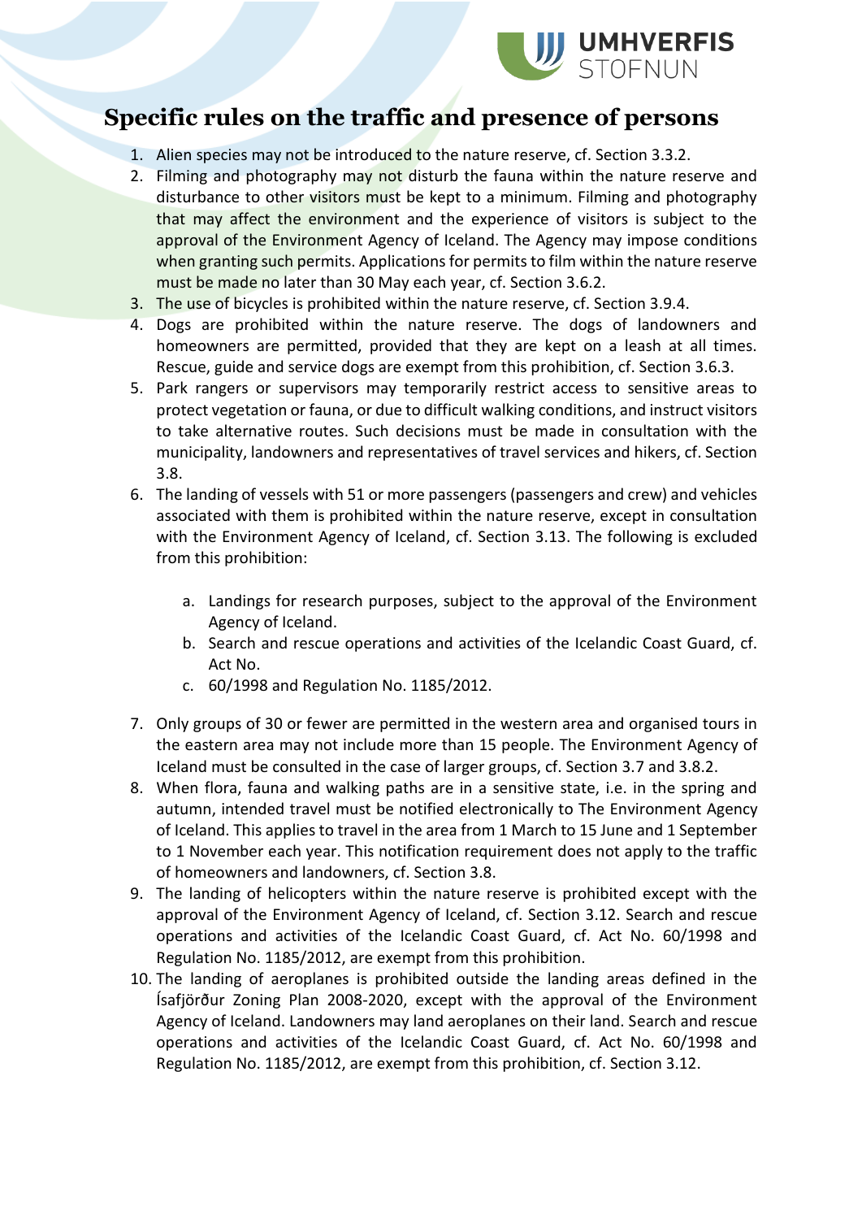# Specific rules on the traffic and presence of persons

1. Alien species may not be introduced to the nature reserve, cf. Section 3.3.2.
2. Filming and photography may not disturb the fauna within the nature reserve and disturbance to other visitors must be kept to a minimum. Filming and photography that may affect the environment and the experience of visitors is subject to the approval of the Environment Agency of Iceland. The Agency may impose conditions when granting such permits. Applications for permits to film within the nature reserve must be made no later than 30 May each year, cf. Section 3.6.2.
3. The use of bicycles is prohibited within the nature reserve, cf. Section 3.9.4.
4. Dogs are prohibited within the nature reserve. The dogs of landowners and homeowners are permitted, provided that they are kept on a leash at all times. Rescue, guide and service dogs are exempt from this prohibition, cf. Section 3.6.3.
5. Park rangers or supervisors may temporarily restrict access to sensitive areas to protect vegetation or fauna, or due to difficult walking conditions, and instruct visitors to take alternative routes. Such decisions must be made in consultation with the municipality, landowners and representatives of travel services and hikers, cf. Section 3.8.
6. The landing of vessels with 51 or more passengers (passengers and crew) and vehicles associated with them is prohibited within the nature reserve, except in consultation with the Environment Agency of Iceland, cf. Section 3.13. The following is excluded from this prohibition:

    a. Landings for research purposes, subject to the approval of the Environment Agency of Iceland.
    b. Search and rescue operations and activities of the Icelandic Coast Guard, cf. Act No.
    c. 60/1998 and Regulation No. 1185/2012.

7. Only groups of 30 or fewer are permitted in the western area and organised tours in the eastern area may not include more than 15 people. The Environment Agency of Iceland must be consulted in the case of larger groups, cf. Section 3.7 and 3.8.2.
8. When flora, fauna and walking paths are in a sensitive state, i.e. in the spring and autumn, intended travel must be notified electronically to The Environment Agency of Iceland. This applies to travel in the area from 1 March to 15 June and 1 September to 1 November each year. This notification requirement does not apply to the traffic of homeowners and landowners, cf. Section 3.8.
9. The landing of helicopters within the nature reserve is prohibited except with the approval of the Environment Agency of Iceland, cf. Section 3.12. Search and rescue operations and activities of the Icelandic Coast Guard, cf. Act No. 60/1998 and Regulation No. 1185/2012, are exempt from this prohibition.
10. The landing of aeroplanes is prohibited outside the landing areas defined in the Ísafjörður Zoning Plan 2008-2020, except with the approval of the Environment Agency of Iceland. Landowners may land aeroplanes on their land. Search and rescue operations and activities of the Icelandic Coast Guard, cf. Act No. 60/1998 and Regulation No. 1185/2012, are exempt from this prohibition, cf. Section 3.12.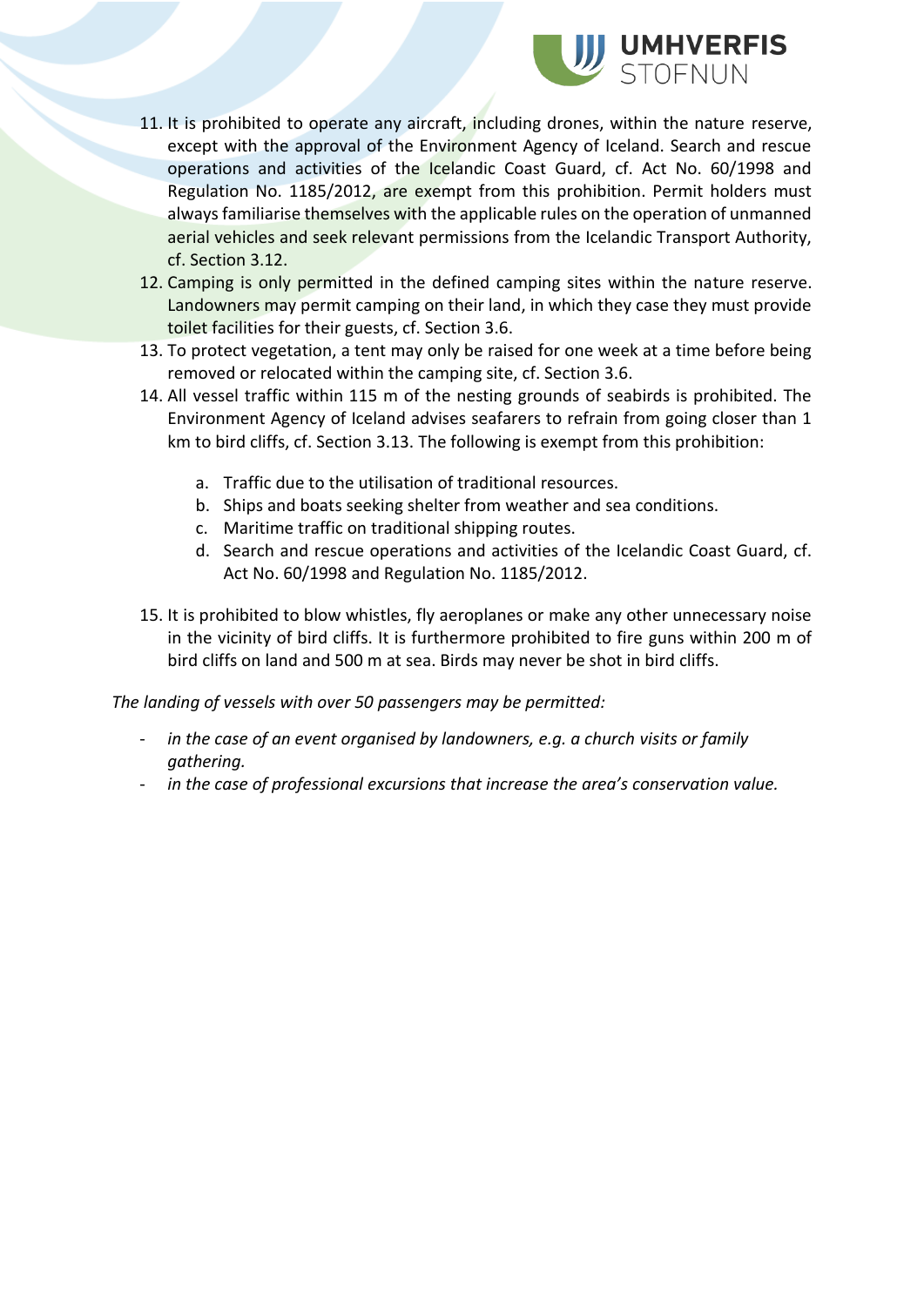11. It is prohibited to operate any aircraft, including drones, within the nature reserve, except with the approval of the Environment Agency of Iceland. Search and rescue operations and activities of the Icelandic Coast Guard, cf. Act No. 60/1998 and Regulation No. 1185/2012, are exempt from this prohibition. Permit holders must always familiarise themselves with the applicable rules on the operation of unmanned aerial vehicles and seek relevant permissions from the Icelandic Transport Authority, cf. Section 3.12.
12. Camping is only permitted in the defined camping sites within the nature reserve. Landowners may permit camping on their land, in which they case they must provide toilet facilities for their guests, cf. Section 3.6.
13. To protect vegetation, a tent may only be raised for one week at a time before being removed or relocated within the camping site, cf. Section 3.6.
14. All vessel traffic within 115 m of the nesting grounds of seabirds is prohibited. The Environment Agency of Iceland advises seafarers to refrain from going closer than 1 km to bird cliffs, cf. Section 3.13. The following is exempt from this prohibition:

    a. Traffic due to the utilisation of traditional resources.
    b. Ships and boats seeking shelter from weather and sea conditions.
    c. Maritime traffic on traditional shipping routes.
    d. Search and rescue operations and activities of the Icelandic Coast Guard, cf. Act No. 60/1998 and Regulation No. 1185/2012.

15. It is prohibited to blow whistles, fly aeroplanes or make any other unnecessary noise in the vicinity of bird cliffs. It is furthermore prohibited to fire guns within 200 m of bird cliffs on land and 500 m at sea. Birds may never be shot in bird cliffs.

*The landing of vessels with over 50 passengers may be permitted:*

- *in the case of an event organised by landowners, e.g. a church visits or family gathering.*
- *in the case of professional excursions that increase the area's conservation value.*